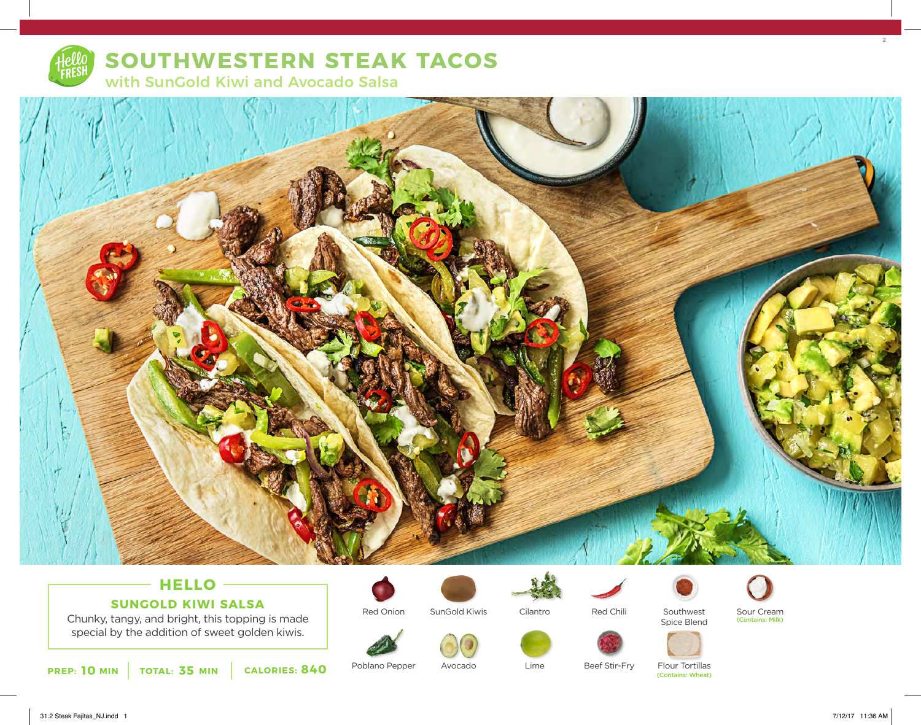# SOUTHWESTERN STEAK TACOS

## with SunGold Kiwi and Avocado Salsa

### HELLO

**SUNGOLD KIWI SALSA**

Chunky, tangy, and bright, this topping is made special by the addition of sweet golden kiwis.

**PREP: 10 MIN** | **TOTAL: 35 MIN** | **CALORIES: 840**

- Red Onion
- SunGold Kiwis
- Cilantro
- Red Chili
- Southwest Spice Blend
- Sour Cream (Contains: Milk)
- Poblano Pepper
- Avocado
- Lime
- Beef Stir-Fry
- Flour Tortillas (Contains: Wheat)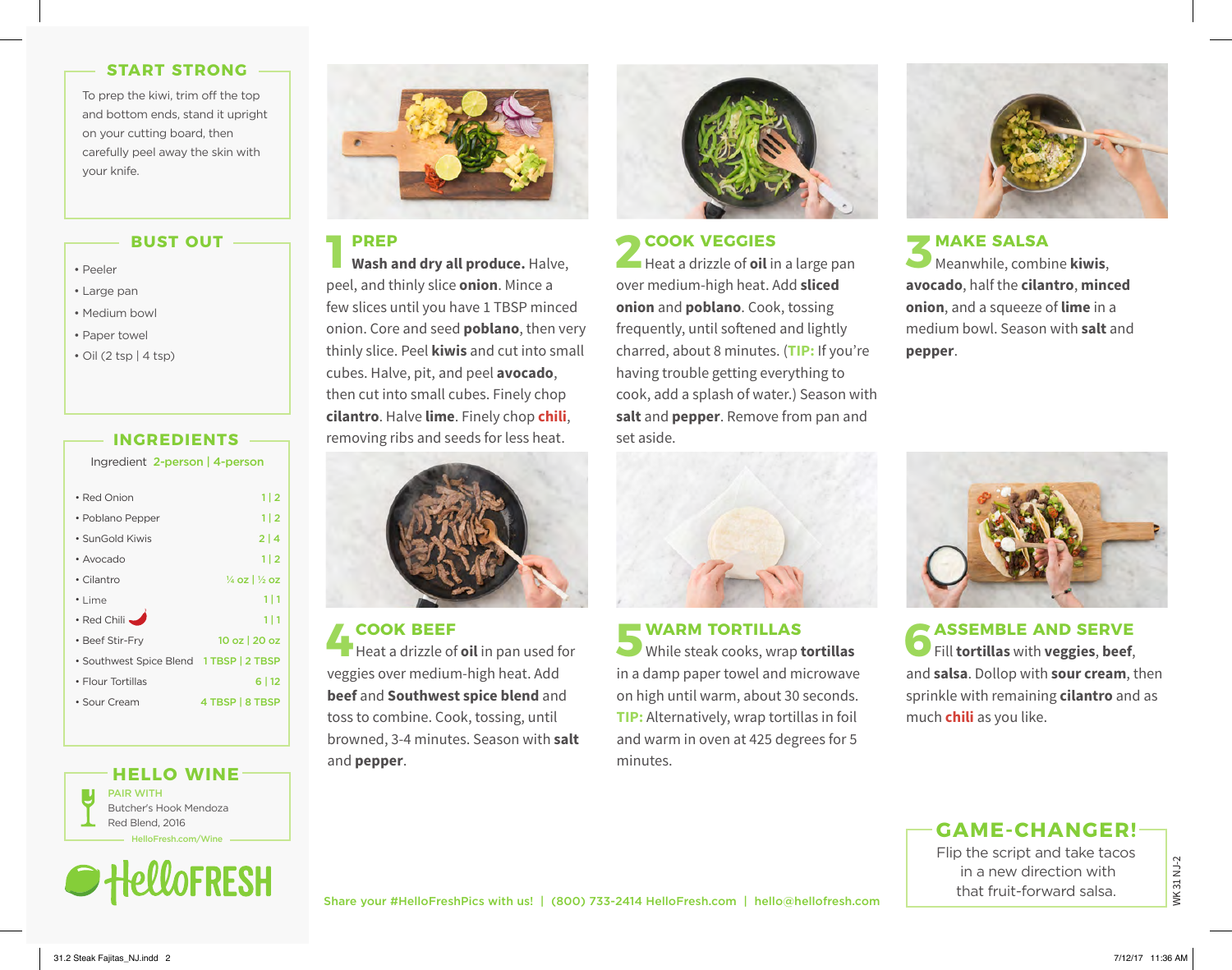## START STRONG

To prep the kiwi, trim off the top and bottom ends, stand it upright on your cutting board, then carefully peel away the skin with your knife.

## BUST OUT

- Peeler
- Large pan
- Medium bowl
- Paper towel
- Oil (2 tsp | 4 tsp)

## INGREDIENTS

| Ingredient | 2-person \| 4-person |
| --- | --- |
| Red Onion | 1 \| 2 |
| Poblano Pepper | 1 \| 2 |
| SunGold Kiwis | 2 \| 4 |
| Avocado | 1 \| 2 |
| Cilantro | ¼ oz \| ½ oz |
| Lime | 1 \| 1 |
| Red Chili | 1 \| 1 |
| Beef Stir-Fry | 10 oz \| 20 oz |
| Southwest Spice Blend | 1 TBSP \| 2 TBSP |
| Flour Tortillas | 6 \| 12 |
| Sour Cream | 4 TBSP \| 8 TBSP |

## HELLO WINE

PAIR WITH
Butcher's Hook Mendoza
Red Blend, 2016

HelloFresh.com/Wine

HelloFRESH

## 1 PREP

**Wash and dry all produce.** Halve, peel, and thinly slice **onion**. Mince a few slices until you have 1 TBSP minced onion. Core and seed **poblano**, then very thinly slice. Peel **kiwis** and cut into small cubes. Halve, pit, and peel **avocado**, then cut into small cubes. Finely chop **cilantro**. Halve **lime**. Finely chop **chili**, removing ribs and seeds for less heat.

## 2 COOK VEGGIES

Heat a drizzle of **oil** in a large pan over medium-high heat. Add **sliced onion** and **poblano**. Cook, tossing frequently, until softened and lightly charred, about 8 minutes. (**TIP:** If you're having trouble getting everything to cook, add a splash of water.) Season with **salt** and **pepper**. Remove from pan and set aside.

## 3 MAKE SALSA

Meanwhile, combine **kiwis**, **avocado**, half the **cilantro**, **minced onion**, and a squeeze of **lime** in a medium bowl. Season with **salt** and **pepper**.

## 4 COOK BEEF

Heat a drizzle of **oil** in pan used for veggies over medium-high heat. Add **beef** and **Southwest spice blend** and toss to combine. Cook, tossing, until browned, 3-4 minutes. Season with **salt** and **pepper**.

## 5 WARM TORTILLAS

While steak cooks, wrap **tortillas** in a damp paper towel and microwave on high until warm, about 30 seconds. **TIP:** Alternatively, wrap tortillas in foil and warm in oven at 425 degrees for 5 minutes.

## 6 ASSEMBLE AND SERVE

Fill **tortillas** with **veggies**, **beef**, and **salsa**. Dollop with **sour cream**, then sprinkle with remaining **cilantro** and as much **chili** as you like.

## GAME-CHANGER!

Flip the script and take tacos in a new direction with that fruit-forward salsa.

Share your #HelloFreshPics with us! | (800) 733-2414 HelloFresh.com | hello@hellofresh.com

WK 31 NJ-2